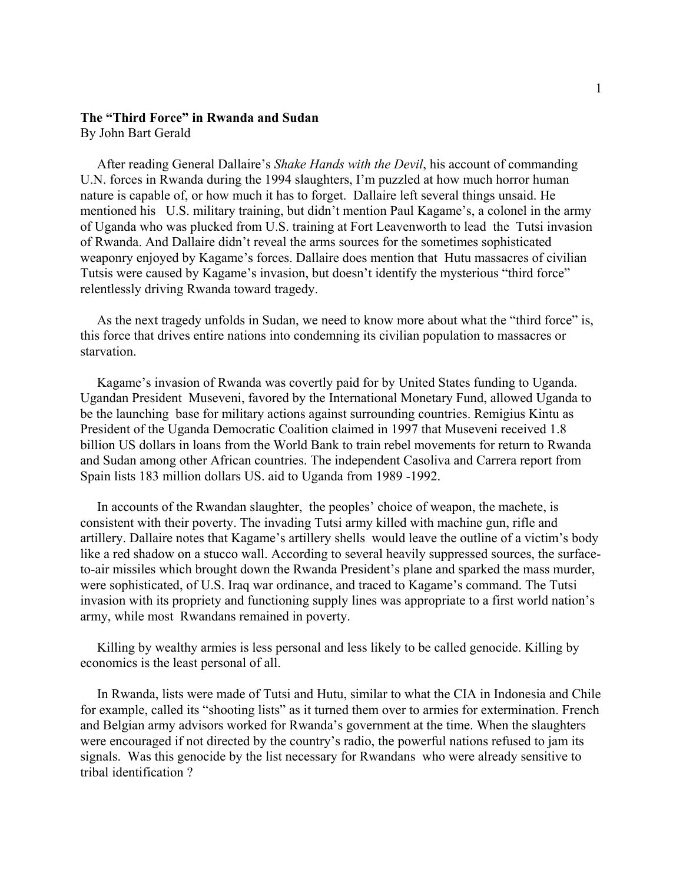**The "Third Force" in Rwanda and Sudan**
By John Bart Gerald

After reading General Dallaire's *Shake Hands with the Devil*, his account of commanding U.N. forces in Rwanda during the 1994 slaughters, I'm puzzled at how much horror human nature is capable of, or how much it has to forget. Dallaire left several things unsaid. He mentioned his U.S. military training, but didn't mention Paul Kagame's, a colonel in the army of Uganda who was plucked from U.S. training at Fort Leavenworth to lead the Tutsi invasion of Rwanda. And Dallaire didn't reveal the arms sources for the sometimes sophisticated weaponry enjoyed by Kagame's forces. Dallaire does mention that Hutu massacres of civilian Tutsis were caused by Kagame's invasion, but doesn't identify the mysterious "third force" relentlessly driving Rwanda toward tragedy.

As the next tragedy unfolds in Sudan, we need to know more about what the "third force" is, this force that drives entire nations into condemning its civilian population to massacres or starvation.

Kagame's invasion of Rwanda was covertly paid for by United States funding to Uganda. Ugandan President Museveni, favored by the International Monetary Fund, allowed Uganda to be the launching base for military actions against surrounding countries. Remigius Kintu as President of the Uganda Democratic Coalition claimed in 1997 that Museveni received 1.8 billion US dollars in loans from the World Bank to train rebel movements for return to Rwanda and Sudan among other African countries. The independent Casoliva and Carrera report from Spain lists 183 million dollars US. aid to Uganda from 1989 -1992.

In accounts of the Rwandan slaughter, the peoples' choice of weapon, the machete, is consistent with their poverty. The invading Tutsi army killed with machine gun, rifle and artillery. Dallaire notes that Kagame's artillery shells would leave the outline of a victim's body like a red shadow on a stucco wall. According to several heavily suppressed sources, the surface-to-air missiles which brought down the Rwanda President's plane and sparked the mass murder, were sophisticated, of U.S. Iraq war ordinance, and traced to Kagame's command. The Tutsi invasion with its propriety and functioning supply lines was appropriate to a first world nation's army, while most Rwandans remained in poverty.

Killing by wealthy armies is less personal and less likely to be called genocide. Killing by economics is the least personal of all.

In Rwanda, lists were made of Tutsi and Hutu, similar to what the CIA in Indonesia and Chile for example, called its "shooting lists" as it turned them over to armies for extermination. French and Belgian army advisors worked for Rwanda's government at the time. When the slaughters were encouraged if not directed by the country's radio, the powerful nations refused to jam its signals. Was this genocide by the list necessary for Rwandans who were already sensitive to tribal identification ?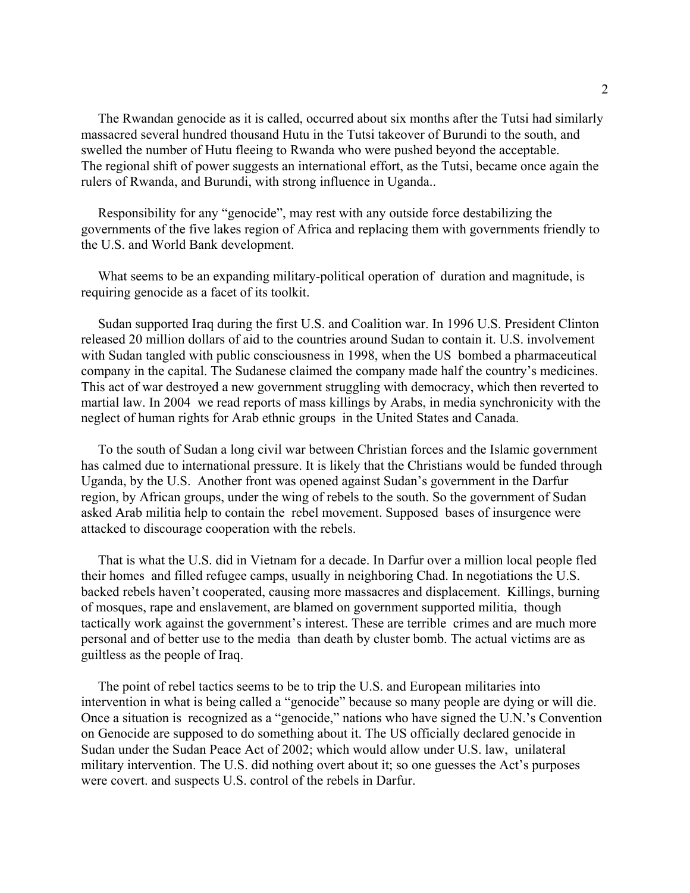The Rwandan genocide as it is called, occurred about six months after the Tutsi had similarly massacred several hundred thousand Hutu in the Tutsi takeover of Burundi to the south, and swelled the number of Hutu fleeing to Rwanda who were pushed beyond the acceptable.
The regional shift of power suggests an international effort, as the Tutsi, became once again the rulers of Rwanda, and Burundi, with strong influence in Uganda..

Responsibility for any "genocide", may rest with any outside force destabilizing the governments of the five lakes region of Africa and replacing them with governments friendly to the U.S. and World Bank development.

What seems to be an expanding military-political operation of duration and magnitude, is requiring genocide as a facet of its toolkit.

Sudan supported Iraq during the first U.S. and Coalition war. In 1996 U.S. President Clinton released 20 million dollars of aid to the countries around Sudan to contain it. U.S. involvement with Sudan tangled with public consciousness in 1998, when the US bombed a pharmaceutical company in the capital. The Sudanese claimed the company made half the country's medicines. This act of war destroyed a new government struggling with democracy, which then reverted to martial law. In 2004 we read reports of mass killings by Arabs, in media synchronicity with the neglect of human rights for Arab ethnic groups in the United States and Canada.

To the south of Sudan a long civil war between Christian forces and the Islamic government has calmed due to international pressure. It is likely that the Christians would be funded through Uganda, by the U.S. Another front was opened against Sudan's government in the Darfur region, by African groups, under the wing of rebels to the south. So the government of Sudan asked Arab militia help to contain the rebel movement. Supposed bases of insurgence were attacked to discourage cooperation with the rebels.

That is what the U.S. did in Vietnam for a decade. In Darfur over a million local people fled their homes and filled refugee camps, usually in neighboring Chad. In negotiations the U.S. backed rebels haven't cooperated, causing more massacres and displacement. Killings, burning of mosques, rape and enslavement, are blamed on government supported militia, though tactically work against the government's interest. These are terrible crimes and are much more personal and of better use to the media than death by cluster bomb. The actual victims are as guiltless as the people of Iraq.

The point of rebel tactics seems to be to trip the U.S. and European militaries into intervention in what is being called a "genocide" because so many people are dying or will die. Once a situation is recognized as a "genocide," nations who have signed the U.N.'s Convention on Genocide are supposed to do something about it. The US officially declared genocide in Sudan under the Sudan Peace Act of 2002; which would allow under U.S. law, unilateral military intervention. The U.S. did nothing overt about it; so one guesses the Act's purposes were covert. and suspects U.S. control of the rebels in Darfur.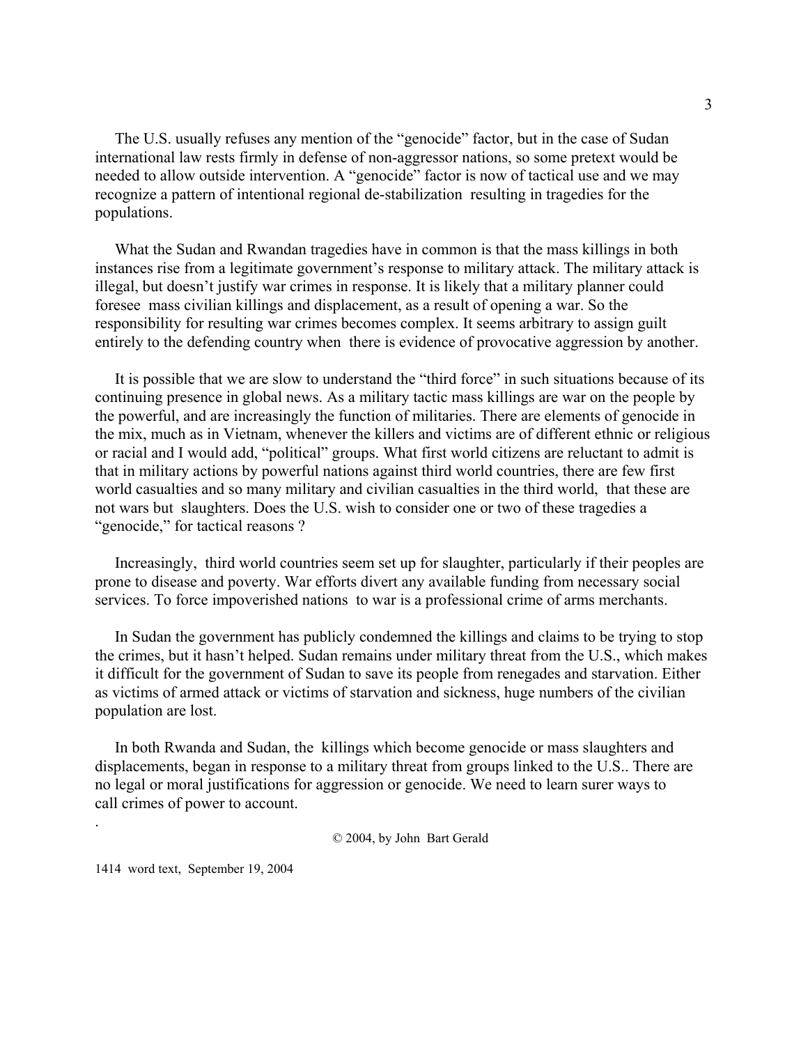The U.S. usually refuses any mention of the "genocide" factor, but in the case of Sudan international law rests firmly in defense of non-aggressor nations, so some pretext would be needed to allow outside intervention. A "genocide" factor is now of tactical use and we may recognize a pattern of intentional regional de-stabilization resulting in tragedies for the populations.

What the Sudan and Rwandan tragedies have in common is that the mass killings in both instances rise from a legitimate government's response to military attack. The military attack is illegal, but doesn't justify war crimes in response. It is likely that a military planner could foresee mass civilian killings and displacement, as a result of opening a war. So the responsibility for resulting war crimes becomes complex. It seems arbitrary to assign guilt entirely to the defending country when there is evidence of provocative aggression by another.

It is possible that we are slow to understand the "third force" in such situations because of its continuing presence in global news. As a military tactic mass killings are war on the people by the powerful, and are increasingly the function of militaries. There are elements of genocide in the mix, much as in Vietnam, whenever the killers and victims are of different ethnic or religious or racial and I would add, "political" groups. What first world citizens are reluctant to admit is that in military actions by powerful nations against third world countries, there are few first world casualties and so many military and civilian casualties in the third world, that these are not wars but slaughters. Does the U.S. wish to consider one or two of these tragedies a "genocide," for tactical reasons ?

Increasingly, third world countries seem set up for slaughter, particularly if their peoples are prone to disease and poverty. War efforts divert any available funding from necessary social services. To force impoverished nations to war is a professional crime of arms merchants.

In Sudan the government has publicly condemned the killings and claims to be trying to stop the crimes, but it hasn't helped. Sudan remains under military threat from the U.S., which makes it difficult for the government of Sudan to save its people from renegades and starvation. Either as victims of armed attack or victims of starvation and sickness, huge numbers of the civilian population are lost.

In both Rwanda and Sudan, the killings which become genocide or mass slaughters and displacements, began in response to a military threat from groups linked to the U.S.. There are no legal or moral justifications for aggression or genocide. We need to learn surer ways to call crimes of power to account.

.

© 2004, by John Bart Gerald

1414 word text, September 19, 2004